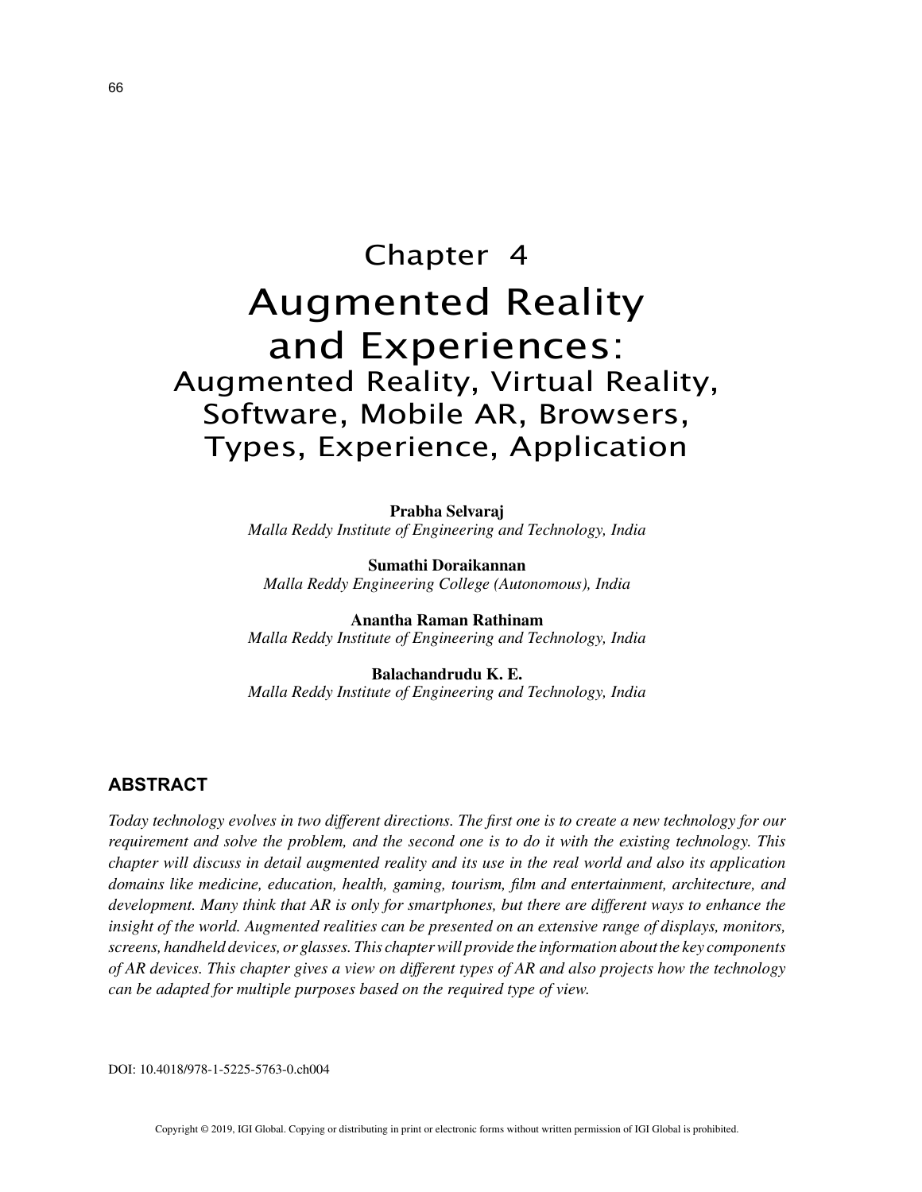# Chapter 4

# Augmented Reality and Experiences:

## Augmented Reality, Virtual Reality, Software, Mobile AR, Browsers, Types, Experience, Application

**Prabha Selvaraj**
*Malla Reddy Institute of Engineering and Technology, India*

**Sumathi Doraikannan**
*Malla Reddy Engineering College (Autonomous), India*

**Anantha Raman Rathinam**
*Malla Reddy Institute of Engineering and Technology, India*

**Balachandrudu K. E.**
*Malla Reddy Institute of Engineering and Technology, India*

## ABSTRACT

*Today technology evolves in two different directions. The first one is to create a new technology for our requirement and solve the problem, and the second one is to do it with the existing technology. This chapter will discuss in detail augmented reality and its use in the real world and also its application domains like medicine, education, health, gaming, tourism, film and entertainment, architecture, and development. Many think that AR is only for smartphones, but there are different ways to enhance the insight of the world. Augmented realities can be presented on an extensive range of displays, monitors, screens, handheld devices, or glasses. This chapter will provide the information about the key components of AR devices. This chapter gives a view on different types of AR and also projects how the technology can be adapted for multiple purposes based on the required type of view.*

DOI: 10.4018/978-1-5225-5763-0.ch004

Copyright © 2019, IGI Global. Copying or distributing in print or electronic forms without written permission of IGI Global is prohibited.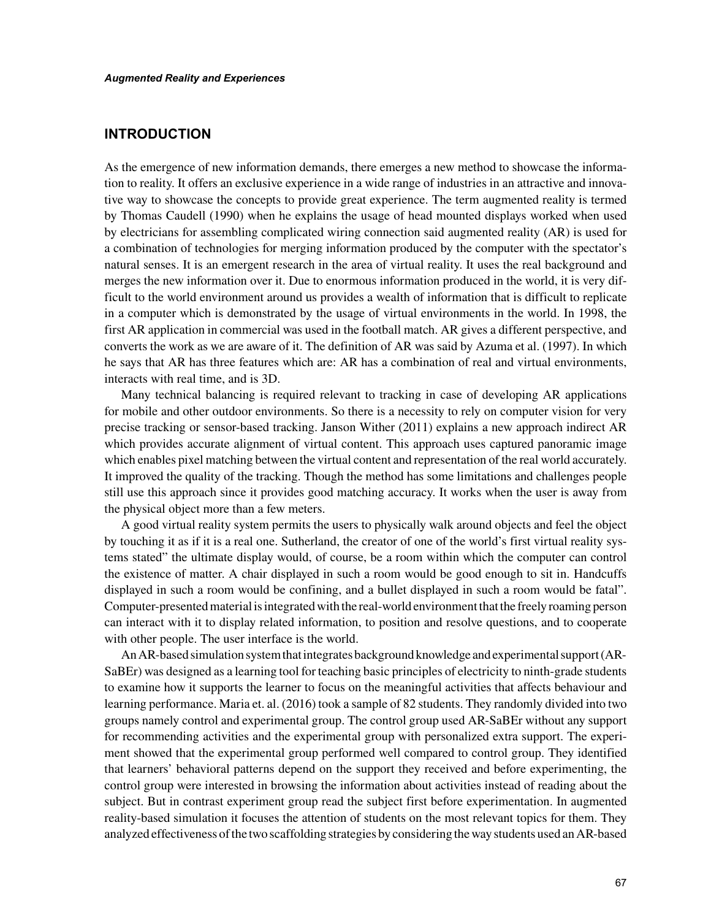## INTRODUCTION

As the emergence of new information demands, there emerges a new method to showcase the information to reality. It offers an exclusive experience in a wide range of industries in an attractive and innovative way to showcase the concepts to provide great experience. The term augmented reality is termed by Thomas Caudell (1990) when he explains the usage of head mounted displays worked when used by electricians for assembling complicated wiring connection said augmented reality (AR) is used for a combination of technologies for merging information produced by the computer with the spectator's natural senses. It is an emergent research in the area of virtual reality. It uses the real background and merges the new information over it. Due to enormous information produced in the world, it is very difficult to the world environment around us provides a wealth of information that is difficult to replicate in a computer which is demonstrated by the usage of virtual environments in the world. In 1998, the first AR application in commercial was used in the football match. AR gives a different perspective, and converts the work as we are aware of it. The definition of AR was said by Azuma et al. (1997). In which he says that AR has three features which are: AR has a combination of real and virtual environments, interacts with real time, and is 3D.

Many technical balancing is required relevant to tracking in case of developing AR applications for mobile and other outdoor environments. So there is a necessity to rely on computer vision for very precise tracking or sensor-based tracking. Janson Wither (2011) explains a new approach indirect AR which provides accurate alignment of virtual content. This approach uses captured panoramic image which enables pixel matching between the virtual content and representation of the real world accurately. It improved the quality of the tracking. Though the method has some limitations and challenges people still use this approach since it provides good matching accuracy. It works when the user is away from the physical object more than a few meters.

A good virtual reality system permits the users to physically walk around objects and feel the object by touching it as if it is a real one. Sutherland, the creator of one of the world's first virtual reality systems stated" the ultimate display would, of course, be a room within which the computer can control the existence of matter. A chair displayed in such a room would be good enough to sit in. Handcuffs displayed in such a room would be confining, and a bullet displayed in such a room would be fatal". Computer-presented material is integrated with the real-world environment that the freely roaming person can interact with it to display related information, to position and resolve questions, and to cooperate with other people. The user interface is the world.

An AR-based simulation system that integrates background knowledge and experimental support (AR-SaBEr) was designed as a learning tool for teaching basic principles of electricity to ninth-grade students to examine how it supports the learner to focus on the meaningful activities that affects behaviour and learning performance. Maria et. al. (2016) took a sample of 82 students. They randomly divided into two groups namely control and experimental group. The control group used AR-SaBEr without any support for recommending activities and the experimental group with personalized extra support. The experiment showed that the experimental group performed well compared to control group. They identified that learners' behavioral patterns depend on the support they received and before experimenting, the control group were interested in browsing the information about activities instead of reading about the subject. But in contrast experiment group read the subject first before experimentation. In augmented reality-based simulation it focuses the attention of students on the most relevant topics for them. They analyzed effectiveness of the two scaffolding strategies by considering the way students used an AR-based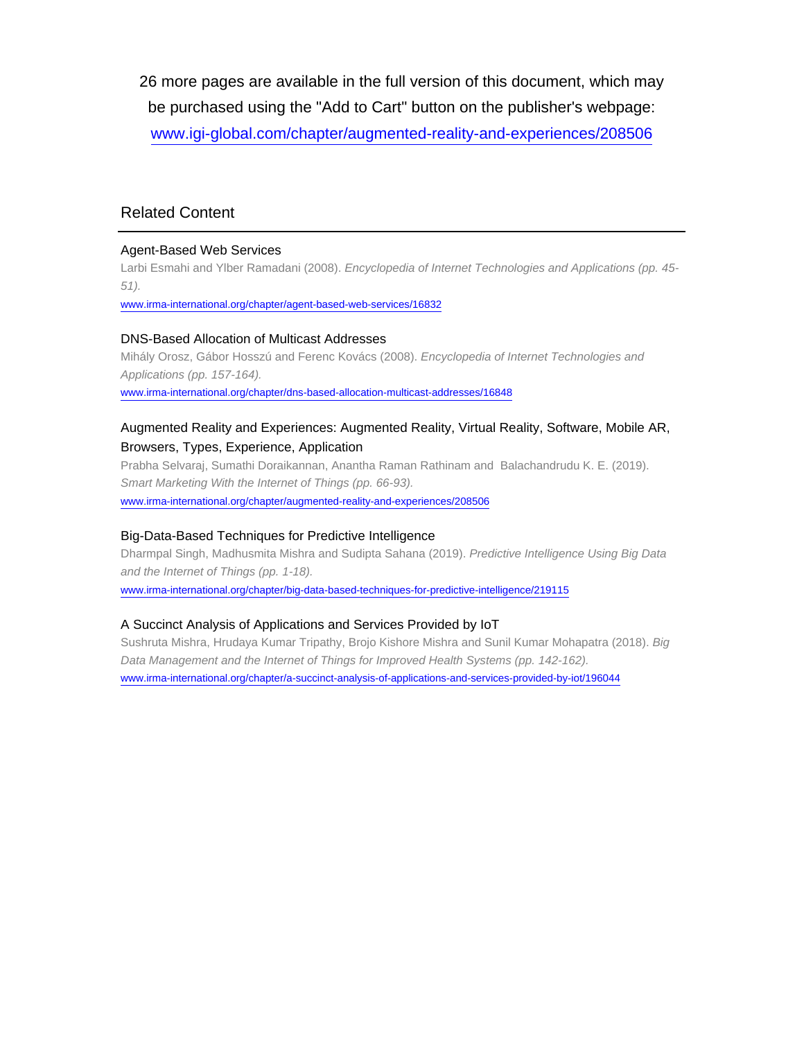26 more pages are available in the full version of this document, which may be purchased using the "Add to Cart" button on the publisher's webpage: [www.igi-global.com/chapter/augmented-reality-and-experiences/208506](www.igi-global.com/chapter/augmented-reality-and-experiences/208506)

## Related Content

Agent-Based Web Services

Larbi Esmahi and Ylber Ramadani (2008). *Encyclopedia of Internet Technologies and Applications (pp. 45-51).*

[www.irma-international.org/chapter/agent-based-web-services/16832](www.irma-international.org/chapter/agent-based-web-services/16832)

DNS-Based Allocation of Multicast Addresses

Mihály Orosz, Gábor Hosszú and Ferenc Kovács (2008). *Encyclopedia of Internet Technologies and Applications (pp. 157-164).*

[www.irma-international.org/chapter/dns-based-allocation-multicast-addresses/16848](www.irma-international.org/chapter/dns-based-allocation-multicast-addresses/16848)

Augmented Reality and Experiences: Augmented Reality, Virtual Reality, Software, Mobile AR, Browsers, Types, Experience, Application

Prabha Selvaraj, Sumathi Doraikannan, Anantha Raman Rathinam and Balachandrudu K. E. (2019). *Smart Marketing With the Internet of Things (pp. 66-93).*

[www.irma-international.org/chapter/augmented-reality-and-experiences/208506](www.irma-international.org/chapter/augmented-reality-and-experiences/208506)

Big-Data-Based Techniques for Predictive Intelligence

Dharmpal Singh, Madhusmita Mishra and Sudipta Sahana (2019). *Predictive Intelligence Using Big Data and the Internet of Things (pp. 1-18).*

[www.irma-international.org/chapter/big-data-based-techniques-for-predictive-intelligence/219115](www.irma-international.org/chapter/big-data-based-techniques-for-predictive-intelligence/219115)

A Succinct Analysis of Applications and Services Provided by IoT

Sushruta Mishra, Hrudaya Kumar Tripathy, Brojo Kishore Mishra and Sunil Kumar Mohapatra (2018). *Big Data Management and the Internet of Things for Improved Health Systems (pp. 142-162).*

[www.irma-international.org/chapter/a-succinct-analysis-of-applications-and-services-provided-by-iot/196044](www.irma-international.org/chapter/a-succinct-analysis-of-applications-and-services-provided-by-iot/196044)